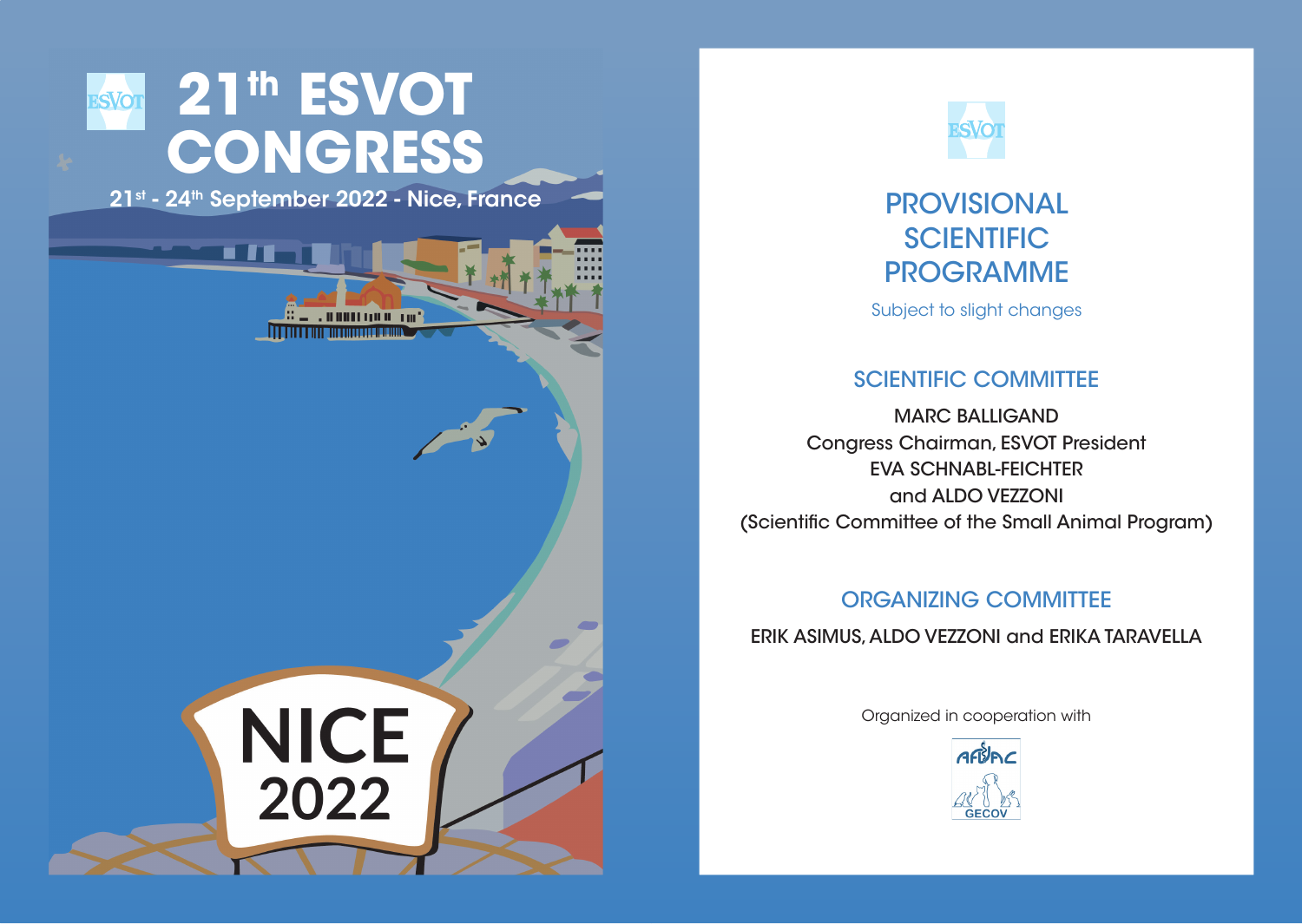# 21th ESVOT CONGRESS

21st - 24th September 2022 - Nice, France

NICE 2022

## PROVISIONAL SCIENTIFIC PROGRAMME

Subject to slight changes

### SCIENTIFIC COMMITTEE

MARC BALLIGAND
Congress Chairman, ESVOT President
EVA SCHNABL-FEICHTER
and ALDO VEZZONI
(Scientific Committee of the Small Animal Program)

### ORGANIZING COMMITTEE

ERIK ASIMUS, ALDO VEZZONI and ERIKA TARAVELLA

Organized in cooperation with

AFVAC GECOV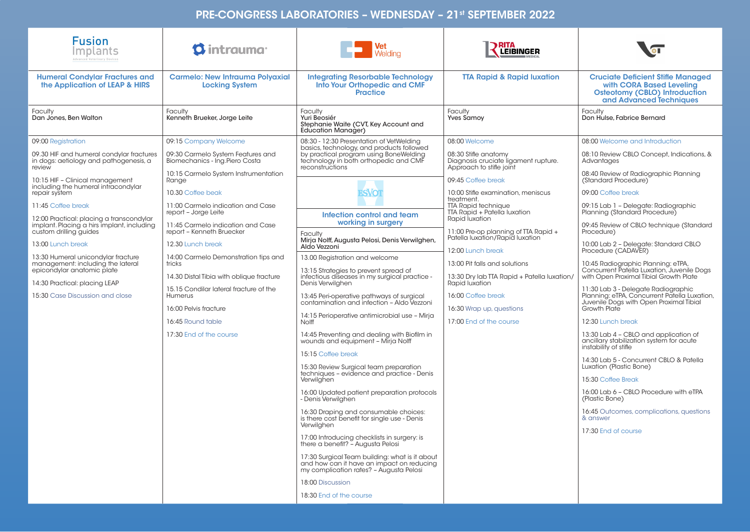# PRE-CONGRESS LABORATORIES – WEDNESDAY – 21st SEPTEMBER 2022

## Fusion Implants

### Humeral Condylar Fractures and the Application of LEAP & HIRS

Faculty
**Dan Jones, Ben Walton**

09:00 Registration

09.30 HIF and humeral condylar fractures in dogs: aetiology and pathogenesis, a review

10:15 HIF – Clinical management including the humeral intracondylar repair system

11:45 Coffee break

12:00 Practical: placing a transcondylar implant. Placing a hirs implant, including custom drilling guides

13:00 Lunch break

13:30 Humeral unicondylar fracture management: including the lateral epicondylar anatomic plate

14:30 Practical: placing LEAP

15:30 Case Discussion and close

## intrauma

### Carmelo: New Intrauma Polyaxial Locking System

Faculty
**Kenneth Brueker, Jorge Leite**

09:15 Company Welcome

09:30 Carmelo System Features and Biomechanics - Ing.Piero Costa

10:15 Carmelo System Instrumentation Range

10.30 Coffee beak

11:00 Carmelo indication and Case report – Jorge Leite

11:45 Carmelo indication and Case report – Kenneth Bruecker

12.30 Lunch break

14:00 Carmelo Demonstration tips and tricks

14.30 Distal Tibia with oblique fracture

15.15 Condilar lateral fracture of the Humerus

16:00 Pelvis fracture

16:45 Round table

17:30 End of the course

## Vet Welding

### Integrating Resorbable Technology Into Your Orthopedic and CMF Practice

Faculty
**Yuri Beosiér**
**Stephanie Waite (CVT, Key Account and Education Manager)**

08:30 - 12:30 Presentation of VetWelding basics, technology, and products followed by practical program using BoneWelding technology in both orthopedic and CMF reconstructions

## ESVOT

### Infection control and team working in surgery

Faculty
**Mirja Nolff, Augusta Pelosi, Denis Verwilghen, Aldo Vezzoni**

13.00 Registration and welcome

13:15 Strategies to prevent spread of infectious diseases in my surgical practice - Denis Verwilghen

13:45 Peri-operative pathways of surgical contamination and infection – Aldo Vezzoni

14:15 Perioperative antimicrobial use – Mirja Nolff

14:45 Preventing and dealing with Biofilm in wounds and equipment – Mirja Nolff

15:15 Coffee break

15:30 Review Surgical team preparation techniques – evidence and practice - Denis Verwilghen

16:00 Updated patient preparation protocols - Denis Verwilghen

16:30 Draping and consumable choices: is there cost benefit for single use - Denis Verwilghen

17:00 Introducing checklists in surgery: is there a benefit? – Augusta Pelosi

17:30 Surgical Team building: what is it about and how can it have an impact on reducing my complication rates? – Augusta Pelosi

18:00 Discussion

18:30 End of the course

## Rita Leibinger Medical

### TTA Rapid & Rapid luxation

Faculty
**Yves Samoy**

08:00 Welcome

08:30 Stifle anatomy
Diagnosis cruciate ligament rupture.
Approach to stifle joint

09:45 Coffee break

10:00 Stifle examination, meniscus treatment.
TTA Rapid technique
TTA Rapid + Patella luxation
Rapid luxation

11:00 Pre-op planning of TTA Rapid + Patella luxation/Rapid luxation

12:00 Lunch break

13:00 Pit falls and solutions

13:30 Dry lab TTA Rapid + Patella luxation/ Rapid luxation

16:00 Coffee break

16:30 Wrap up, questions

17:00 End of the course

## VOT

### Cruciate Deficient Stifle Managed with CORA Based Leveling Osteotomy (CBLO) Introduction and Advanced Techniques

Faculty
**Don Hulse, Fabrice Bernard**

08:00 Welcome and Introduction

08:10 Review CBLO Concept, Indications, & Advantages

08:40 Review of Radiographic Planning (Standard Procedure)

09:00 Coffee break

09:15 Lab 1 – Delegate: Radiographic Planning (Standard Procedure)

09:45 Review of CBLO technique (Standard Procedure)

10:00 Lab 2 – Delegate: Standard CBLO Procedure (CADAVER)

10:45 Radiographic Planning: eTPA, Concurrent Patella Luxation, Juvenile Dogs with Open Proximal Tibial Growth Plate

11:30 Lab 3 - Delegate Radiographic Planning: eTPA, Concurrent Patella Luxation, Juvenile Dogs with Open Proximal Tibial Growth Plate

12:30 Lunch break

13:30 Lab 4 – CBLO and application of ancillary stabilization system for acute instability of stifle

14:30 Lab 5 - Concurrent CBLO & Patella Luxation (Plastic Bone)

15:30 Coffee Break

16:00 Lab 6 – CBLO Procedure with eTPA (Plastic Bone)

16:45 Outcomes, complications, questions & answer

17:30 End of course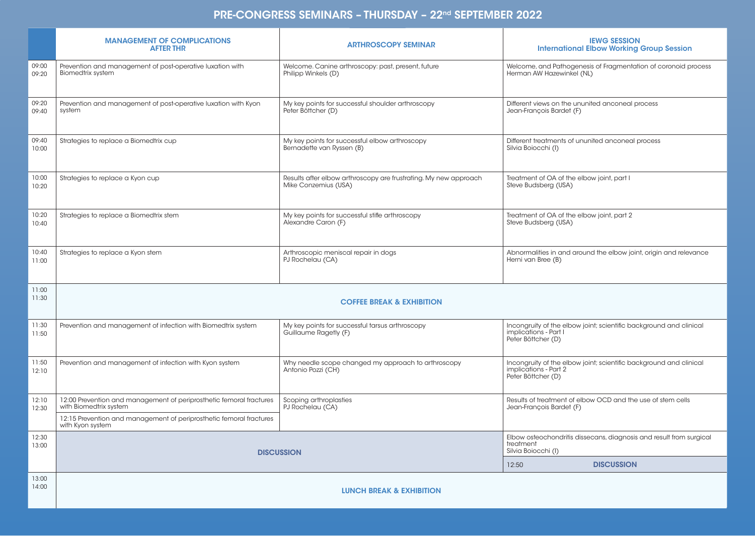# PRE-CONGRESS SEMINARS – THURSDAY – 22nd SEPTEMBER 2022

| | MANAGEMENT OF COMPLICATIONS AFTER THR | ARTHROSCOPY SEMINAR | IEWG SESSION International Elbow Working Group Session |
|---|---|---|---|
| 09:00 09:20 | Prevention and management of post-operative luxation with Biomedtrix system | Welcome. Canine arthroscopy: past, present, future Philipp Winkels (D) | Welcome, and Pathogenesis of Fragmentation of coronoid process Herman AW Hazewinkel (NL) |
| 09:20 09:40 | Prevention and management of post-operative luxation with Kyon system | My key points for successful shoulder arthroscopy Peter Böttcher (D) | Different views on the ununited anconeal process Jean-François Bardet (F) |
| 09:40 10:00 | Strategies to replace a Biomedtrix cup | My key points for successful elbow arthroscopy Bernadette van Ryssen (B) | Different treatments of ununited anconeal process Silvia Boiocchi (I) |
| 10:00 10:20 | Strategies to replace a Kyon cup | Results after elbow arthroscopy are frustrating. My new approach Mike Conzemius (USA) | Treatment of OA of the elbow joint, part I Steve Budsberg (USA) |
| 10:20 10:40 | Strategies to replace a Biomedtrix stem | My key points for successful stifle arthroscopy Alexandre Caron (F) | Treatment of OA of the elbow joint, part 2 Steve Budsberg (USA) |
| 10:40 11:00 | Strategies to replace a Kyon stem | Arthroscopic meniscal repair in dogs PJ Rochelau (CA) | Abnormalities in and around the elbow joint, origin and relevance Herni van Bree (B) |
| 11:00 11:30 | **COFFEE BREAK & EXHIBITION** | | |
| 11:30 11:50 | Prevention and management of infection with Biomedtrix system | My key points for successful tarsus arthroscopy Guillaume Ragetly (F) | Incongruity of the elbow joint; scientific background and clinical implications - Part I Peter Böttcher (D) |
| 11:50 12:10 | Prevention and management of infection with Kyon system | Why needle scope changed my approach to arthroscopy Antonio Pozzi (CH) | Incongruity of the elbow joint; scientific background and clinical implications - Part 2 Peter Böttcher (D) |
| 12:10 12:30 | 12:00 Prevention and management of periprosthetic femoral fractures with Biomedtrix system<br>12:15 Prevention and management of periprosthetic femoral fractures with Kyon system | Scoping arthroplasties PJ Rochelau (CA) | Results of treatment of elbow OCD and the use of stem cells Jean-François Bardet (F) |
| 12:30 13:00 | **DISCUSSION** | | Elbow osteochondritis dissecans, diagnosis and result from surgical treatment Silvia Boiocchi (I)<br>12:50 **DISCUSSION** |
| 13:00 14:00 | **LUNCH BREAK & EXHIBITION** | | |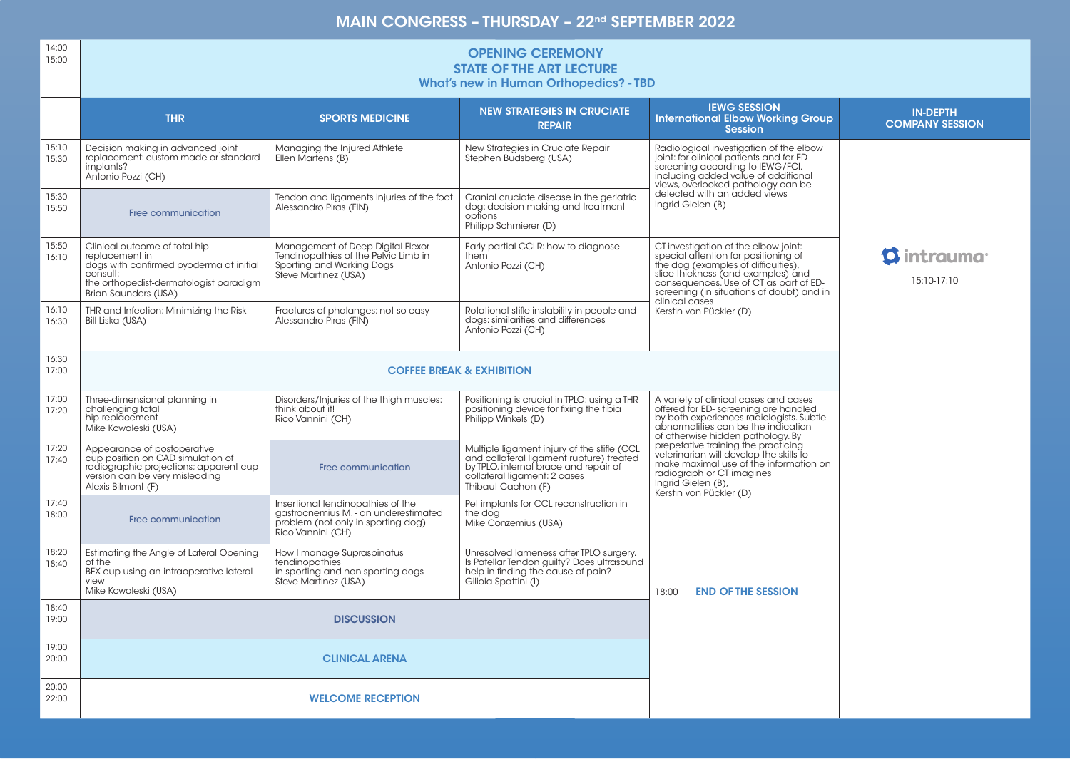# MAIN CONGRESS – THURSDAY – 22nd SEPTEMBER 2022

| Time | THR | SPORTS MEDICINE | NEW STRATEGIES IN CRUCIATE REPAIR | IEWG SESSION International Elbow Working Group Session | IN-DEPTH COMPANY SESSION |
|---|---|---|---|---|---|
| 14:00 15:00 | **OPENING CEREMONY** **STATE OF THE ART LECTURE** What's new in Human Orthopedics? - TBD | | | | |
| 15:10 15:30 | Decision making in advanced joint replacement: custom-made or standard implants? Antonio Pozzi (CH) | Managing the Injured Athlete Ellen Martens (B) | New Strategies in Cruciate Repair Stephen Budsberg (USA) | Radiological investigation of the elbow joint: for clinical patients and for ED screening according to IEWG/FCI, including added value of additional views, overlooked pathology can be detected with an added views Ingrid Gielen (B) | intrauma 15:10-17:10 |
| 15:30 15:50 | Free communication | Tendon and ligaments injuries of the foot Alessandro Piras (FIN) | Cranial cruciate disease in the geriatric dog: decision making and treatment options Philipp Schmierer (D) | | |
| 15:50 16:10 | Clinical outcome of total hip replacement in dogs with confirmed pyoderma at initial consult: the orthopedist-dermatologist paradigm Brian Saunders (USA) | Management of Deep Digital Flexor Tendinopathies of the Pelvic Limb in Sporting and Working Dogs Steve Martinez (USA) | Early partial CCLR: how to diagnose them Antonio Pozzi (CH) | CT-investigation of the elbow joint: special attention for positioning of the dog (examples of difficulties), slice thickness (and examples) and consequences. Use of CT as part of ED-screening (in situations of doubt) and in clinical cases Kerstin von Pückler (D) | |
| 16:10 16:30 | THR and Infection: Minimizing the Risk Bill Liska (USA) | Fractures of phalanges: not so easy Alessandro Piras (FIN) | Rotational stifle instability in people and dogs: similarities and differences Antonio Pozzi (CH) | | |
| 16:30 17:00 | **COFFEE BREAK & EXHIBITION** | | | | |
| 17:00 17:20 | Three-dimensional planning in challenging total hip replacement Mike Kowaleski (USA) | Disorders/Injuries of the thigh muscles: think about it! Rico Vannini (CH) | Positioning is crucial in TPLO: using a THR positioning device for fixing the tibia Philipp Winkels (D) | A variety of clinical cases and cases offered for ED- screening are handled by both experiences radiologists. Subtle abnormalities can be the indication of otherwise hidden pathology. By prepetative training the practicing veterinarian will develop the skills to make maximal use of the information on radiograph or CT imagines Ingrid Gielen (B), Kerstin von Pückler (D) | |
| 17:20 17:40 | Appearance of postoperative cup position on CAD simulation of radiographic projections; apparent cup version can be very misleading Alexis Bilmont (F) | Free communication | Multiple ligament injury of the stifle (CCL and collateral ligament rupture) treated by TPLO, internal brace and repair of collateral ligament: 2 cases Thibaut Cachon (F) | | |
| 17:40 18:00 | Free communication | Insertional tendinopathies of the gastrocnemius M. - an underestimated problem (not only in sporting dog) Rico Vannini (CH) | Pet implants for CCL reconstruction in the dog Mike Conzemius (USA) | | |
| 18:20 18:40 | Estimating the Angle of Lateral Opening of the BFX cup using an intraoperative lateral view Mike Kowaleski (USA) | How I manage Supraspinatus tendinopathies in sporting and non-sporting dogs Steve Martinez (USA) | Unresolved lameness after TPLO surgery. Is Patellar Tendon guilty? Does ultrasound help in finding the cause of pain? Giliola Spattini (I) | 18:00 **END OF THE SESSION** | |
| 18:40 19:00 | **DISCUSSION** | | | | |
| 19:00 20:00 | **CLINICAL ARENA** | | | | |
| 20:00 22:00 | **WELCOME RECEPTION** | | | | |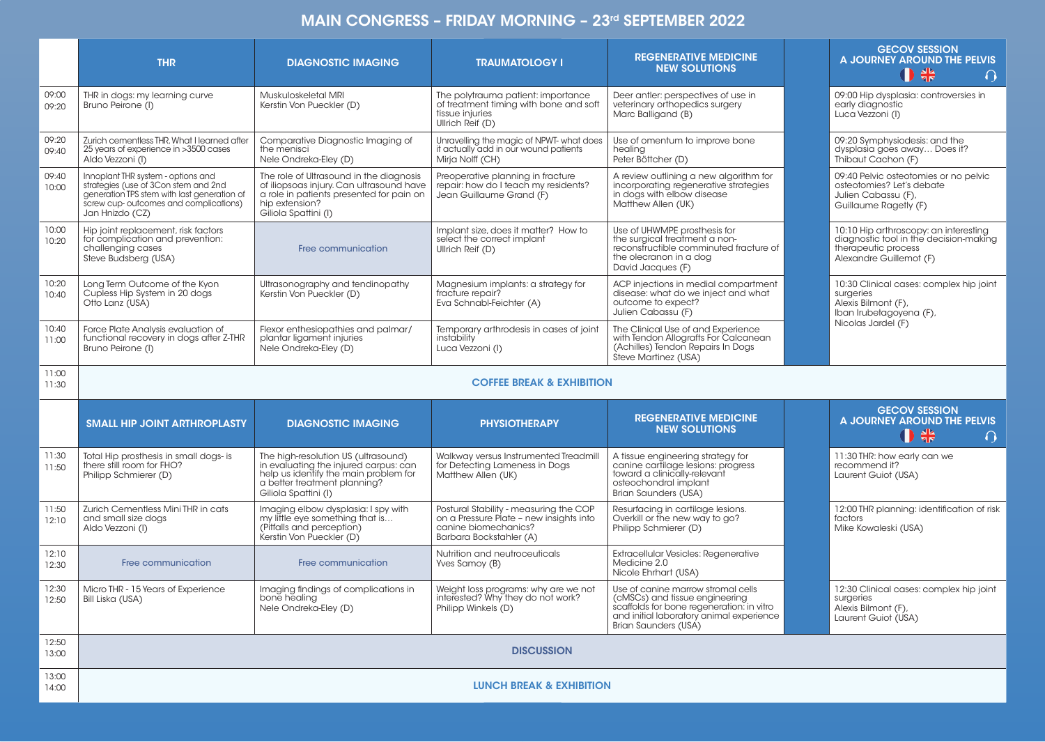# MAIN CONGRESS – FRIDAY MORNING – 23rd SEPTEMBER 2022

| | THR | DIAGNOSTIC IMAGING | TRAUMATOLOGY I | REGENERATIVE MEDICINE NEW SOLUTIONS | GECOV SESSION A JOURNEY AROUND THE PELVIS |
|---|---|---|---|---|---|
| 09:00 09:20 | THR in dogs: my learning curve Bruno Peirone (I) | Muskuloskeletal MRI Kerstin Von Pueckler (D) | The polytrauma patient: importance of treatment timing with bone and soft tissue injuries Ullrich Reif (D) | Deer antler: perspectives of use in veterinary orthopedics surgery Marc Balligand (B) | 09:00 Hip dysplasia: controversies in early diagnostic Luca Vezzoni (I) |
| 09:20 09:40 | Zurich cementless THR, What I learned after 25 years of experience in >3500 cases Aldo Vezzoni (I) | Comparative Diagnostic Imaging of the menisci Nele Ondreka-Eley (D) | Unravelling the magic of NPWT- what does it actually add in our wound patients Mirja Nolff (CH) | Use of omentum to improve bone healing Peter Böttcher (D) | 09:20 Symphysiodesis: and the dysplasia goes away… Does it? Thibaut Cachon (F) |
| 09:40 10:00 | Innoplant THR system - options and strategies (use of 3Con stem and 2nd generation TPS stem with last generation of screw cup- outcomes and complications) Jan Hnizdo (CZ) | The role of Ultrasound in the diagnosis of iliopsoas injury. Can ultrasound have a role in patients presented for pain on hip extension? Giliola Spattini (I) | Preoperative planning in fracture repair: how do I teach my residents? Jean Guillaume Grand (F) | A review outlining a new algorithm for incorporating regenerative strategies in dogs with elbow disease Matthew Allen (UK) | 09:40 Pelvic osteotomies or no pelvic osteotomies? Let's debate Julien Cabassu (F), Guillaume Ragetly (F) |
| 10:00 10:20 | Hip joint replacement, risk factors for complication and prevention: challenging cases Steve Budsberg (USA) | Free communication | Implant size, does it matter? How to select the correct implant Ullrich Reif (D) | Use of UHWMPE prosthesis for the surgical treatment a non-reconstructible comminuted fracture of the olecranon in a dog David Jacques (F) | 10:10 Hip arthroscopy: an interesting diagnostic tool in the decision-making therapeutic process Alexandre Guillemot (F) |
| 10:20 10:40 | Long Term Outcome of the Kyon Cupless Hip System in 20 dogs Otto Lanz (USA) | Ultrasonography and tendinopathy Kerstin Von Pueckler (D) | Magnesium implants: a strategy for fracture repair? Eva Schnabl-Feichter (A) | ACP injections in medial compartment disease: what do we inject and what outcome to expect? Julien Cabassu (F) | 10:30 Clinical cases: complex hip joint surgeries Alexis Bilmont (F), Iban Irubetagoyena (F), Nicolas Jardel (F) |
| 10:40 11:00 | Force Plate Analysis evaluation of functional recovery in dogs after Z-THR Bruno Peirone (I) | Flexor enthesiopathies and palmar/plantar ligament injuries Nele Ondreka-Eley (D) | Temporary arthrodesis in cases of joint instability Luca Vezzoni (I) | The Clinical Use of and Experience with Tendon Allografts For Calcanean (Achilles) Tendon Repairs In Dogs Steve Martinez (USA) | |
| 11:00 11:30 | COFFEE BREAK & EXHIBITION | | | | |

| | SMALL HIP JOINT ARTHROPLASTY | DIAGNOSTIC IMAGING | PHYSIOTHERAPY | REGENERATIVE MEDICINE NEW SOLUTIONS | GECOV SESSION A JOURNEY AROUND THE PELVIS |
|---|---|---|---|---|---|
| 11:30 11:50 | Total Hip prosthesis in small dogs- is there still room for FHO? Philipp Schmierer (D) | The high-resolution US (ultrasound) in evaluating the injured carpus: can help us identify the main problem for a better treatment planning? Giliola Spattini (I) | Walkway versus Instrumented Treadmill for Detecting Lameness in Dogs Matthew Allen (UK) | A tissue engineering strategy for canine cartilage lesions: progress toward a clinically-relevant osteochondral implant Brian Saunders (USA) | 11:30 THR: how early can we recommend it? Laurent Guiot (USA) |
| 11:50 12:10 | Zurich Cementless Mini THR in cats and small size dogs Aldo Vezzoni (I) | Imaging elbow dysplasia: I spy with my little eye something that is… (Pitfalls and perception) Kerstin Von Pueckler (D) | Postural Stability - measuring the COP on a Pressure Plate – new insights into canine biomechanics? Barbara Bockstahler (A) | Resurfacing in cartilage lesions. Overkill or the new way to go? Philipp Schmierer (D) | 12:00 THR planning: identification of risk factors Mike Kowaleski (USA) |
| 12:10 12:30 | Free communication | Free communication | Nutrition and neutroceuticals Yves Samoy (B) | Extracellular Vesicles: Regenerative Medicine 2.0 Nicole Ehrhart (USA) | |
| 12:30 12:50 | Micro THR - 15 Years of Experience Bill Liska (USA) | Imaging findings of complications in bone healing Nele Ondreka-Eley (D) | Weight loss programs: why are we not interested? Why they do not work? Philipp Winkels (D) | Use of canine marrow stromal cells (cMSCs) and tissue engineering scaffolds for bone regeneration: in vitro and initial laboratory animal experience Brian Saunders (USA) | 12:30 Clinical cases: complex hip joint surgeries Alexis Bilmont (F), Laurent Guiot (USA) |
| 12:50 13:00 | DISCUSSION | | | | |
| 13:00 14:00 | LUNCH BREAK & EXHIBITION | | | | |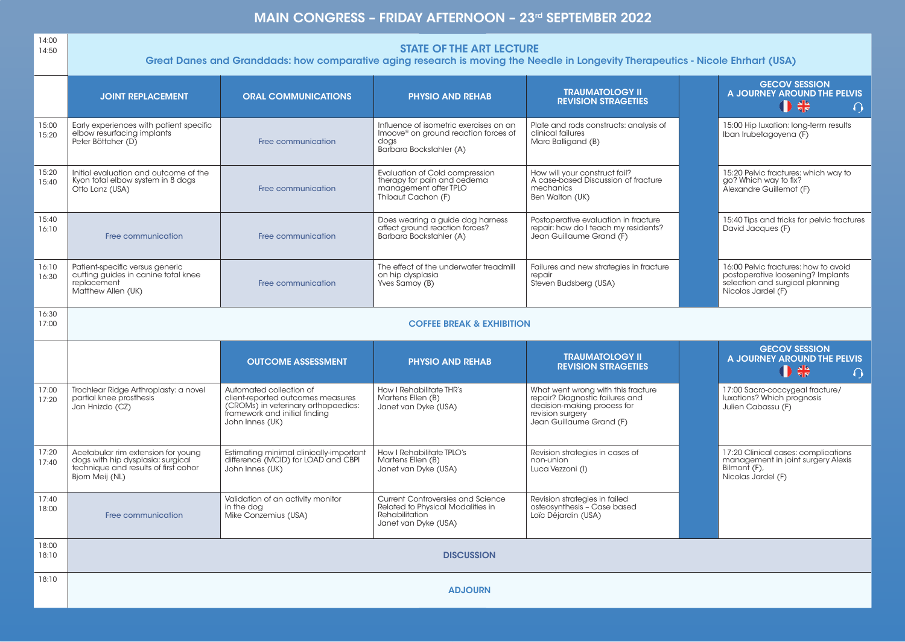# MAIN CONGRESS – FRIDAY AFTERNOON – 23rd SEPTEMBER 2022

**14:00 – 14:50**

## STATE OF THE ART LECTURE

**Great Danes and Granddads: how comparative aging research is moving the Needle in Longevity Therapeutics - Nicole Ehrhart (USA)**

| Time | JOINT REPLACEMENT | ORAL COMMUNICATIONS | PHYSIO AND REHAB | TRAUMATOLOGY II REVISION STRAGETIES | GECOV SESSION A JOURNEY AROUND THE PELVIS |
|---|---|---|---|---|---|
| 15:00 15:20 | Early experiences with patient specific elbow resurfacing implants Peter Böttcher (D) | Free communication | Influence of isometric exercises on an Imoove® on ground reaction forces of dogs Barbara Bockstahler (A) | Plate and rods constructs: analysis of clinical failures Marc Balligand (B) | 15:00 Hip luxation: long-term results Iban Irubetagoyena (F) |
| 15:20 15:40 | Initial evaluation and outcome of the Kyon total elbow system in 8 dogs Otto Lanz (USA) | Free communication | Evaluation of Cold compression therapy for pain and oedema management after TPLO Thibaut Cachon (F) | How will your construct fail? A case-based Discussion of fracture mechanics Ben Walton (UK) | 15:20 Pelvic fractures: which way to go? Which way to fix? Alexandre Guillemot (F) |
| 15:40 16:10 | Free communication | Free communication | Does wearing a guide dog harness affect ground reaction forces? Barbara Bockstahler (A) | Postoperative evaluation in fracture repair: how do I teach my residents? Jean Guillaume Grand (F) | 15:40 Tips and tricks for pelvic fractures David Jacques (F) |
| 16:10 16:30 | Patient-specific versus generic cutting guides in canine total knee replacement Matthew Allen (UK) | Free communication | The effect of the underwater treadmill on hip dysplasia Yves Samoy (B) | Failures and new strategies in fracture repair Steven Budsberg (USA) | 16:00 Pelvic fractures: how to avoid postoperative loosening? Implants selection and surgical planning Nicolas Jardel (F) |

**16:30 – 17:00 COFFEE BREAK & EXHIBITION**

| Time | | OUTCOME ASSESSMENT | PHYSIO AND REHAB | TRAUMATOLOGY II REVISION STRAGETIES | GECOV SESSION A JOURNEY AROUND THE PELVIS |
|---|---|---|---|---|---|
| 17:00 17:20 | Trochlear Ridge Arthroplasty: a novel partial knee prosthesis Jan Hnizdo (CZ) | Automated collection of client-reported outcomes measures (CROMs) in veterinary orthopaedics: framework and initial finding John Innes (UK) | How I Rehabilitate THR's Martens Ellen (B) Janet van Dyke (USA) | What went wrong with this fracture repair? Diagnostic failures and decision-making process for revision surgery Jean Guillaume Grand (F) | 17:00 Sacro-coccygeal fracture/ luxations? Which prognosis Julien Cabassu (F) |
| 17:20 17:40 | Acetabular rim extension for young dogs with hip dysplasia: surgical technique and results of first cohor Bjorn Meij (NL) | Estimating minimal clinically-important difference (MCID) for LOAD and CBPI John Innes (UK) | How I Rehabilitate TPLO's Martens Ellen (B) Janet van Dyke (USA) | Revision strategies in cases of non-union Luca Vezzoni (I) | 17:20 Clinical cases: complications management in joint surgery Alexis Bilmont (F), Nicolas Jardel (F) |
| 17:40 18:00 | Free communication | Validation of an activity monitor in the dog Mike Conzemius (USA) | Current Controversies and Science Related to Physical Modalities in Rehabilitation Janet van Dyke (USA) | Revision strategies in failed osteosynthesis – Case based Loïc Déjardin (USA) | |

**18:00 – 18:10 DISCUSSION**

**18:10 ADJOURN**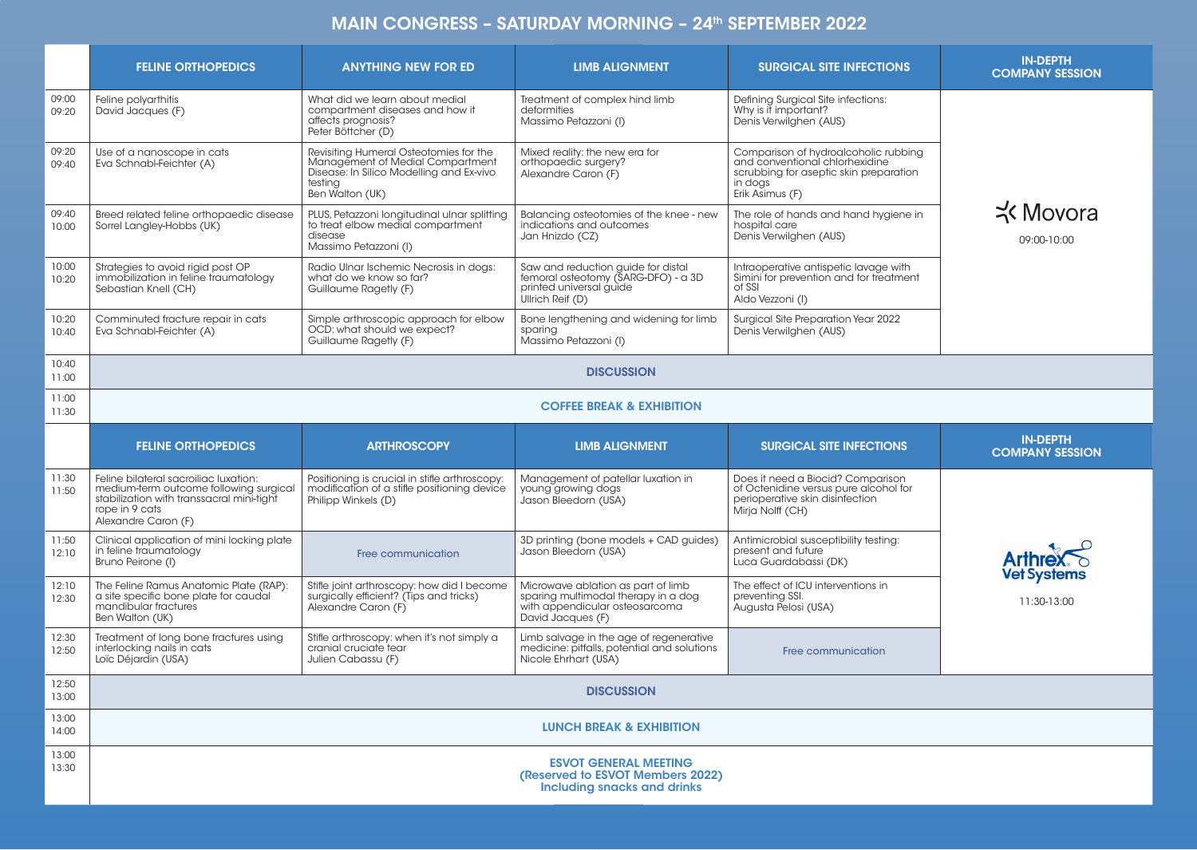# MAIN CONGRESS – SATURDAY MORNING – 24th SEPTEMBER 2022

| | FELINE ORTHOPEDICS | ANYTHING NEW FOR ED | LIMB ALIGNMENT | SURGICAL SITE INFECTIONS | IN-DEPTH COMPANY SESSION |
|---|---|---|---|---|---|
| 09:00 09:20 | Feline polyarthitis<br>David Jacques (F) | What did we learn about medial compartment diseases and how it affects prognosis?<br>Peter Böttcher (D) | Treatment of complex hind limb deformities<br>Massimo Petazzoni (I) | Defining Surgical Site infections: Why is it important?<br>Denis Verwilghen (AUS) | Movora<br>09:00-10:00 |
| 09:20 09:40 | Use of a nanoscope in cats<br>Eva Schnabl-Feichter (A) | Revisiting Humeral Osteotomies for the Management of Medial Compartment Disease: In Silico Modelling and Ex-vivo testing<br>Ben Walton (UK) | Mixed reality: the new era for orthopaedic surgery?<br>Alexandre Caron (F) | Comparison of hydroalcoholic rubbing and conventional chlorhexidine scrubbing for aseptic skin preparation in dogs<br>Erik Asimus (F) | |
| 09:40 10:00 | Breed related feline orthopaedic disease<br>Sorrel Langley-Hobbs (UK) | PLUS, Petazzoni longitudinal ulnar splitting to treat elbow medial compartment disease<br>Massimo Petazzoni (I) | Balancing osteotomies of the knee - new indications and outcomes<br>Jan Hnizdo (CZ) | The role of hands and hand hygiene in hospital care<br>Denis Verwilghen (AUS) | |
| 10:00 10:20 | Strategies to avoid rigid post OP immobilization in feline traumatology<br>Sebastian Knell (CH) | Radio Ulnar Ischemic Necrosis in dogs: what do we know so far?<br>Guillaume Ragetly (F) | Saw and reduction guide for distal femoral osteotomy (SARG-DFO) - a 3D printed universal guide<br>Ullrich Reif (D) | Intraoperative antispetic lavage with Simini for prevention and for treatment of SSI<br>Aldo Vezzoni (I) | |
| 10:20 10:40 | Comminuted fracture repair in cats<br>Eva Schnabl-Feichter (A) | Simple arthroscopic approach for elbow OCD: what should we expect?<br>Guillaume Ragetly (F) | Bone lengthening and widening for limb sparing<br>Massimo Petazzoni (I) | Surgical Site Preparation Year 2022<br>Denis Verwilghen (AUS) | |
| 10:40 11:00 | DISCUSSION | | | | |
| 11:00 11:30 | COFFEE BREAK & EXHIBITION | | | | |
| | **FELINE ORTHOPEDICS** | **ARTHROSCOPY** | **LIMB ALIGNMENT** | **SURGICAL SITE INFECTIONS** | **IN-DEPTH COMPANY SESSION** |
| 11:30 11:50 | Feline bilateral sacroiliac luxation: medium-term outcome following surgical stabilization with transsacral mini-tight rope in 9 cats<br>Alexandre Caron (F) | Positioning is crucial in stifle arthroscopy: modification of a stifle positioning device<br>Philipp Winkels (D) | Management of patellar luxation in young growing dogs<br>Jason Bleedorn (USA) | Does it need a Biocid? Comparison of Octenidine versus pure alcohol for perioperative skin disinfection<br>Mirja Nolff (CH) | Arthrex Vet Systems<br>11:30-13:00 |
| 11:50 12:10 | Clinical application of mini locking plate in feline traumatology<br>Bruno Peirone (I) | Free communication | 3D printing (bone models + CAD guides)<br>Jason Bleedorn (USA) | Antimicrobial susceptibility testing: present and future<br>Luca Guardabassi (DK) | |
| 12:10 12:30 | The Feline Ramus Anatomic Plate (RAP): a site specific bone plate for caudal mandibular fractures<br>Ben Walton (UK) | Stifle joint arthroscopy: how did I become surgically efficient? (Tips and tricks)<br>Alexandre Caron (F) | Microwave ablation as part of limb sparing multimodal therapy in a dog with appendicular osteosarcoma<br>David Jacques (F) | The effect of ICU interventions in preventing SSI.<br>Augusta Pelosi (USA) | |
| 12:30 12:50 | Treatment of long bone fractures using interlocking nails in cats<br>Loïc Déjardin (USA) | Stifle arthroscopy: when it's not simply a cranial cruciate tear<br>Julien Cabassu (F) | Limb salvage in the age of regenerative medicine: pitfalls, potential and solutions<br>Nicole Ehrhart (USA) | Free communication | |
| 12:50 13:00 | DISCUSSION | | | | |
| 13:00 14:00 | LUNCH BREAK & EXHIBITION | | | | |
| 13:00 13:30 | ESVOT GENERAL MEETING (Reserved to ESVOT Members 2022) Including snacks and drinks | | | | |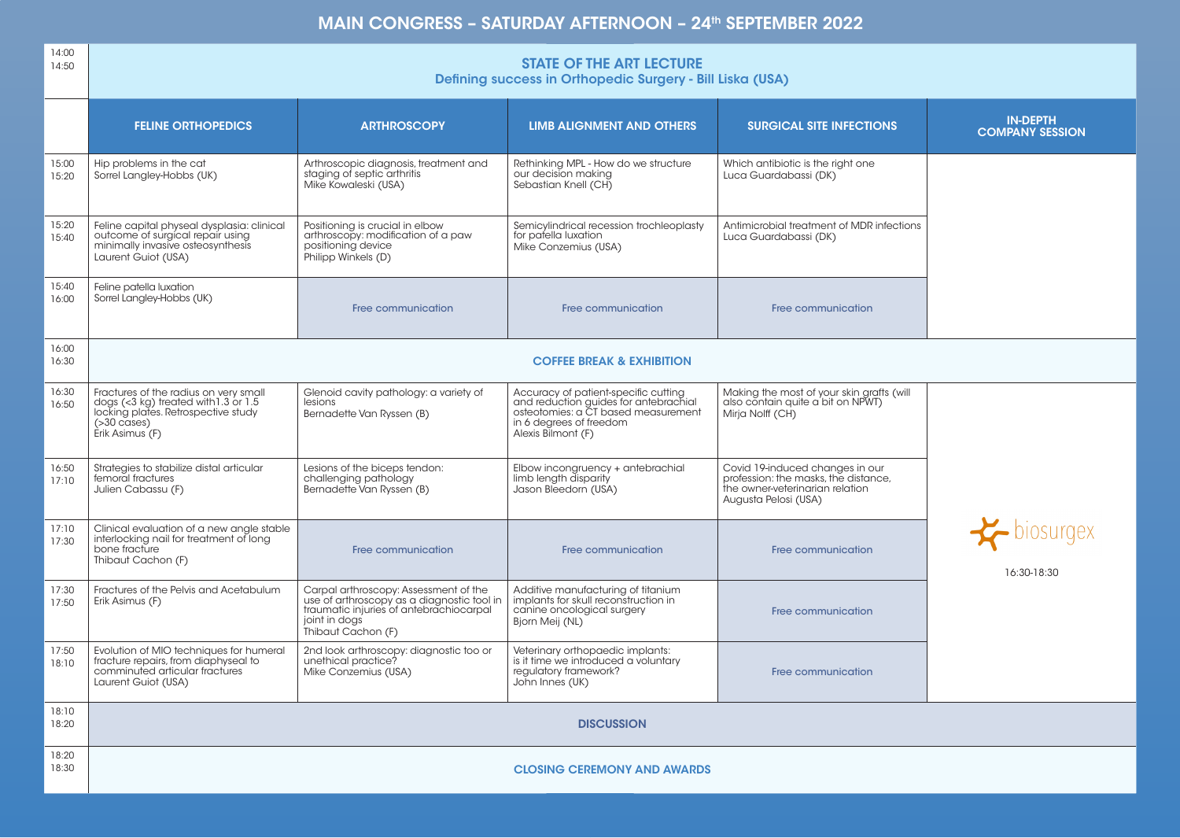# MAIN CONGRESS – SATURDAY AFTERNOON – 24th SEPTEMBER 2022

| Time | FELINE ORTHOPEDICS | ARTHROSCOPY | LIMB ALIGNMENT AND OTHERS | SURGICAL SITE INFECTIONS | IN-DEPTH COMPANY SESSION |
|---|---|---|---|---|---|
| 14:00 14:50 | **STATE OF THE ART LECTURE** Defining success in Orthopedic Surgery - Bill Liska (USA) | | | | |
| 15:00 15:20 | Hip problems in the cat Sorrel Langley-Hobbs (UK) | Arthroscopic diagnosis, treatment and staging of septic arthritis Mike Kowaleski (USA) | Rethinking MPL - How do we structure our decision making Sebastian Knell (CH) | Which antibiotic is the right one Luca Guardabassi (DK) | |
| 15:20 15:40 | Feline capital physeal dysplasia: clinical outcome of surgical repair using minimally invasive osteosynthesis Laurent Guiot (USA) | Positioning is crucial in elbow arthroscopy: modification of a paw positioning device Philipp Winkels (D) | Semicylindrical recession trochleoplasty for patella luxation Mike Conzemius (USA) | Antimicrobial treatment of MDR infections Luca Guardabassi (DK) | |
| 15:40 16:00 | Feline patella luxation Sorrel Langley-Hobbs (UK) | Free communication | Free communication | Free communication | |
| 16:00 16:30 | **COFFEE BREAK & EXHIBITION** | | | | |
| 16:30 16:50 | Fractures of the radius on very small dogs (<3 kg) treated with1.3 or 1.5 locking plates. Retrospective study (>30 cases) Erik Asimus (F) | Glenoid cavity pathology: a variety of lesions Bernadette Van Ryssen (B) | Accuracy of patient-specific cutting and reduction guides for antebrachial osteotomies: a CT based measurement in 6 degrees of freedom Alexis Bilmont (F) | Making the most of your skin grafts (will also contain quite a bit on NPWT) Mirja Nolff (CH) | biosurgex 16:30-18:30 |
| 16:50 17:10 | Strategies to stabilize distal articular femoral fractures Julien Cabassu (F) | Lesions of the biceps tendon: challenging pathology Bernadette Van Ryssen (B) | Elbow incongruency + antebrachial limb length disparity Jason Bleedorn (USA) | Covid 19-induced changes in our profession: the masks, the distance, the owner-veterinarian relation Augusta Pelosi (USA) | |
| 17:10 17:30 | Clinical evaluation of a new angle stable interlocking nail for treatment of long bone fracture Thibaut Cachon (F) | Free communication | Free communication | Free communication | |
| 17:30 17:50 | Fractures of the Pelvis and Acetabulum Erik Asimus (F) | Carpal arthroscopy: Assessment of the use of arthroscopy as a diagnostic tool in traumatic injuries of antebrachiocarpal joint in dogs Thibaut Cachon (F) | Additive manufacturing of titanium implants for skull reconstruction in canine oncological surgery Bjorn Meij (NL) | Free communication | |
| 17:50 18:10 | Evolution of MIO techniques for humeral fracture repairs, from diaphyseal to comminuted articular fractures Laurent Guiot (USA) | 2nd look arthroscopy: diagnostic too or unethical practice? Mike Conzemius (USA) | Veterinary orthopaedic implants: is it time we introduced a voluntary regulatory framework? John Innes (UK) | Free communication | |
| 18:10 18:20 | **DISCUSSION** | | | | |
| 18:20 18:30 | **CLOSING CEREMONY AND AWARDS** | | | | |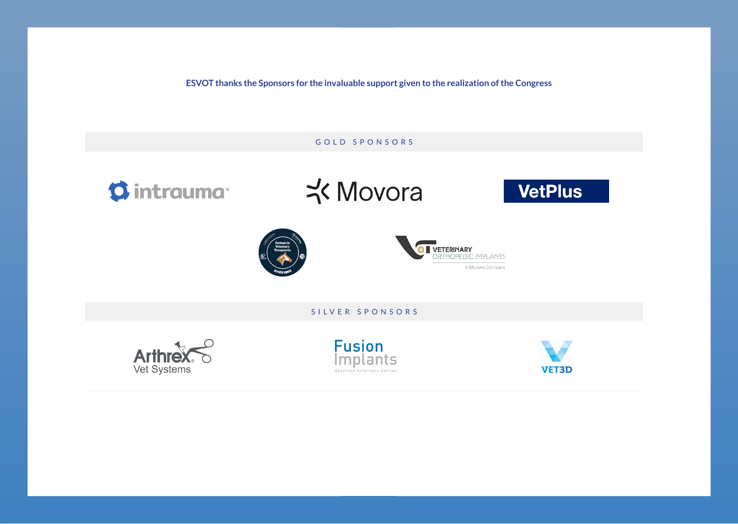ESVOT thanks the Sponsors for the invaluable support given to the realization of the Congress

## GOLD SPONSORS

intrauma

Movora

VetPlus

Partners in Veterinary Therapeutics

VETERINARY ORTHOPEDIC IMPLANTS
A Movora Company

## SILVER SPONSORS

Arthrex Vet Systems

Fusion Implants
Advanced Veterinary Devices

VET3D